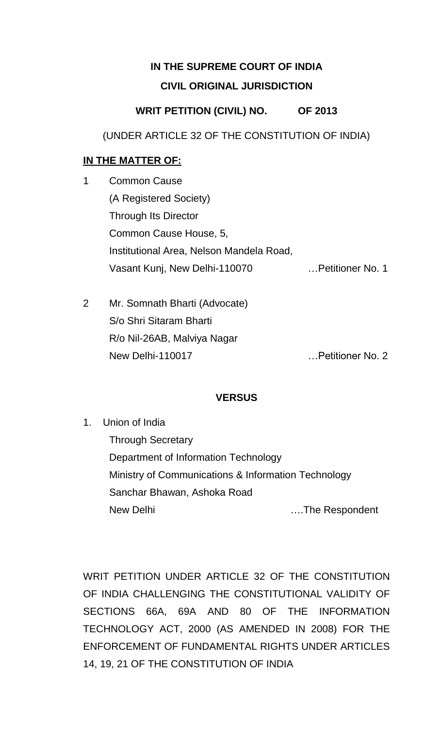**IN THE SUPREME COURT OF INDIA**

**CIVIL ORIGINAL JURISDICTION**

**WRIT PETITION (CIVIL) NO. OF 2013**

(UNDER ARTICLE 32 OF THE CONSTITUTION OF INDIA)

**IN THE MATTER OF:**

1. Common Cause
   (A Registered Society)
   Through Its Director
   Common Cause House, 5,
   Institutional Area, Nelson Mandela Road,
   Vasant Kunj, New Delhi-110070 …Petitioner No. 1

2. Mr. Somnath Bharti (Advocate)
   S/o Shri Sitaram Bharti
   R/o Nil-26AB, Malviya Nagar
   New Delhi-110017 …Petitioner No. 2

**VERSUS**

1. Union of India
   Through Secretary
   Department of Information Technology
   Ministry of Communications & Information Technology
   Sanchar Bhawan, Ashoka Road
   New Delhi ….The Respondent

WRIT PETITION UNDER ARTICLE 32 OF THE CONSTITUTION OF INDIA CHALLENGING THE CONSTITUTIONAL VALIDITY OF SECTIONS 66A, 69A AND 80 OF THE INFORMATION TECHNOLOGY ACT, 2000 (AS AMENDED IN 2008) FOR THE ENFORCEMENT OF FUNDAMENTAL RIGHTS UNDER ARTICLES 14, 19, 21 OF THE CONSTITUTION OF INDIA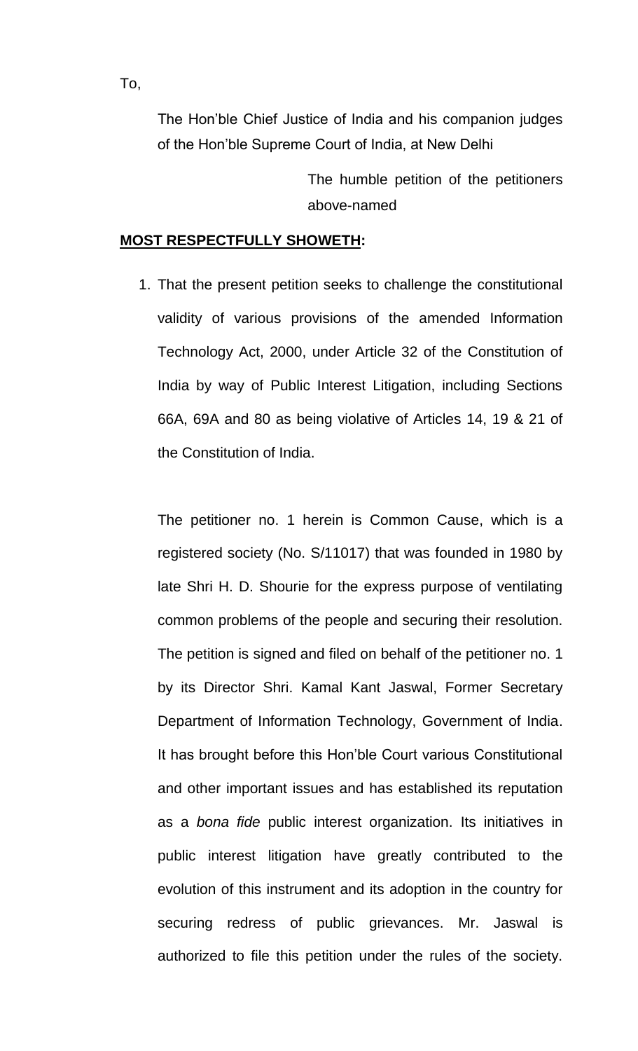To,

The Hon'ble Chief Justice of India and his companion judges of the Hon'ble Supreme Court of India, at New Delhi

The humble petition of the petitioners above-named

**MOST RESPECTFULLY SHOWETH:**

1. That the present petition seeks to challenge the constitutional validity of various provisions of the amended Information Technology Act, 2000, under Article 32 of the Constitution of India by way of Public Interest Litigation, including Sections 66A, 69A and 80 as being violative of Articles 14, 19 & 21 of the Constitution of India.

   The petitioner no. 1 herein is Common Cause, which is a registered society (No. S/11017) that was founded in 1980 by late Shri H. D. Shourie for the express purpose of ventilating common problems of the people and securing their resolution. The petition is signed and filed on behalf of the petitioner no. 1 by its Director Shri. Kamal Kant Jaswal, Former Secretary Department of Information Technology, Government of India. It has brought before this Hon'ble Court various Constitutional and other important issues and has established its reputation as a *bona fide* public interest organization. Its initiatives in public interest litigation have greatly contributed to the evolution of this instrument and its adoption in the country for securing redress of public grievances. Mr. Jaswal is authorized to file this petition under the rules of the society.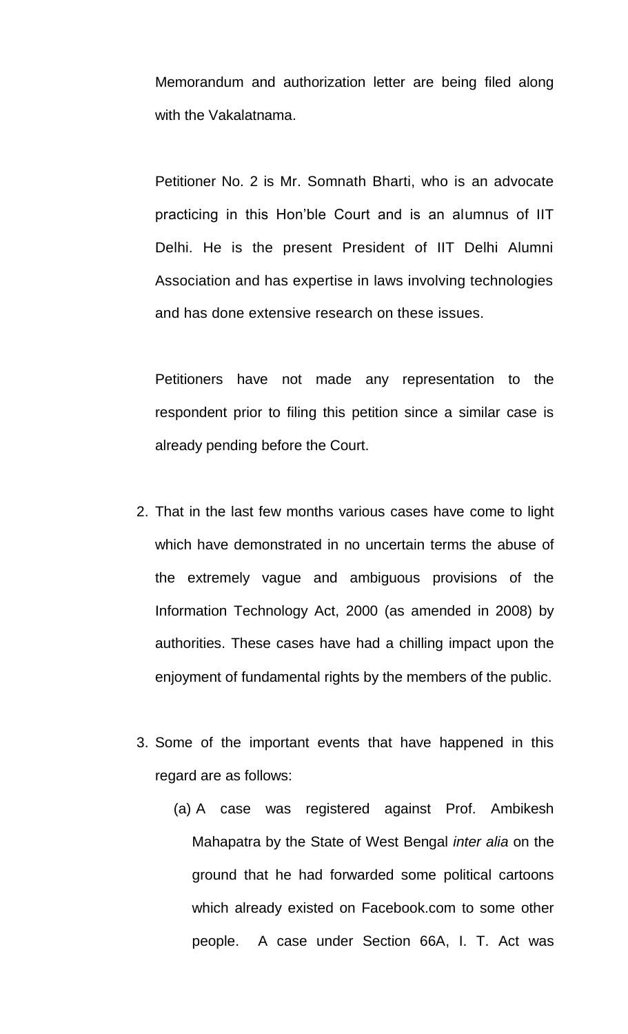Memorandum and authorization letter are being filed along with the Vakalatnama.

Petitioner No. 2 is Mr. Somnath Bharti, who is an advocate practicing in this Hon'ble Court and is an alumnus of IIT Delhi. He is the present President of IIT Delhi Alumni Association and has expertise in laws involving technologies and has done extensive research on these issues.

Petitioners have not made any representation to the respondent prior to filing this petition since a similar case is already pending before the Court.

2. That in the last few months various cases have come to light which have demonstrated in no uncertain terms the abuse of the extremely vague and ambiguous provisions of the Information Technology Act, 2000 (as amended in 2008) by authorities. These cases have had a chilling impact upon the enjoyment of fundamental rights by the members of the public.

3. Some of the important events that have happened in this regard are as follows:

   (a) A case was registered against Prof. Ambikesh Mahapatra by the State of West Bengal *inter alia* on the ground that he had forwarded some political cartoons which already existed on Facebook.com to some other people. A case under Section 66A, I. T. Act was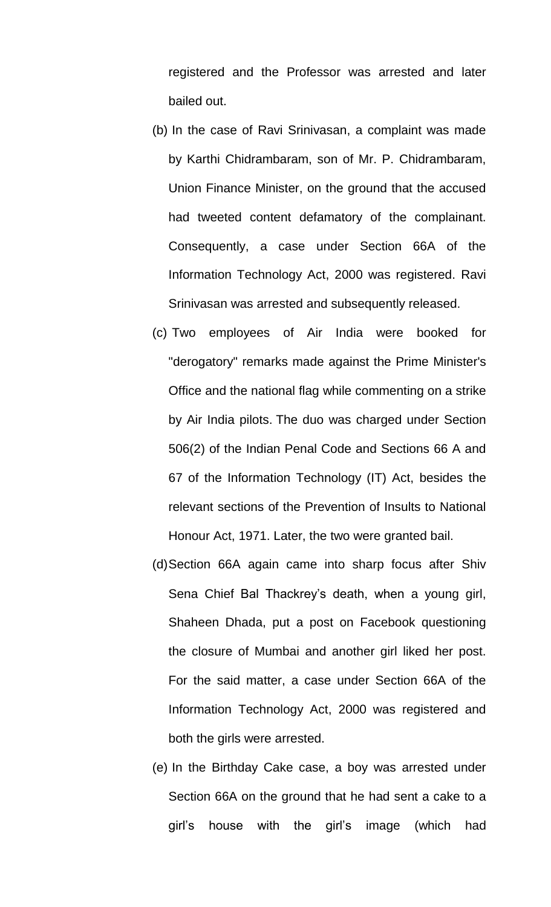registered and the Professor was arrested and later bailed out.

(b) In the case of Ravi Srinivasan, a complaint was made by Karthi Chidrambaram, son of Mr. P. Chidrambaram, Union Finance Minister, on the ground that the accused had tweeted content defamatory of the complainant. Consequently, a case under Section 66A of the Information Technology Act, 2000 was registered. Ravi Srinivasan was arrested and subsequently released.

(c) Two employees of Air India were booked for "derogatory" remarks made against the Prime Minister's Office and the national flag while commenting on a strike by Air India pilots. The duo was charged under Section 506(2) of the Indian Penal Code and Sections 66 A and 67 of the Information Technology (IT) Act, besides the relevant sections of the Prevention of Insults to National Honour Act, 1971. Later, the two were granted bail.

(d) Section 66A again came into sharp focus after Shiv Sena Chief Bal Thackrey's death, when a young girl, Shaheen Dhada, put a post on Facebook questioning the closure of Mumbai and another girl liked her post. For the said matter, a case under Section 66A of the Information Technology Act, 2000 was registered and both the girls were arrested.

(e) In the Birthday Cake case, a boy was arrested under Section 66A on the ground that he had sent a cake to a girl's house with the girl's image (which had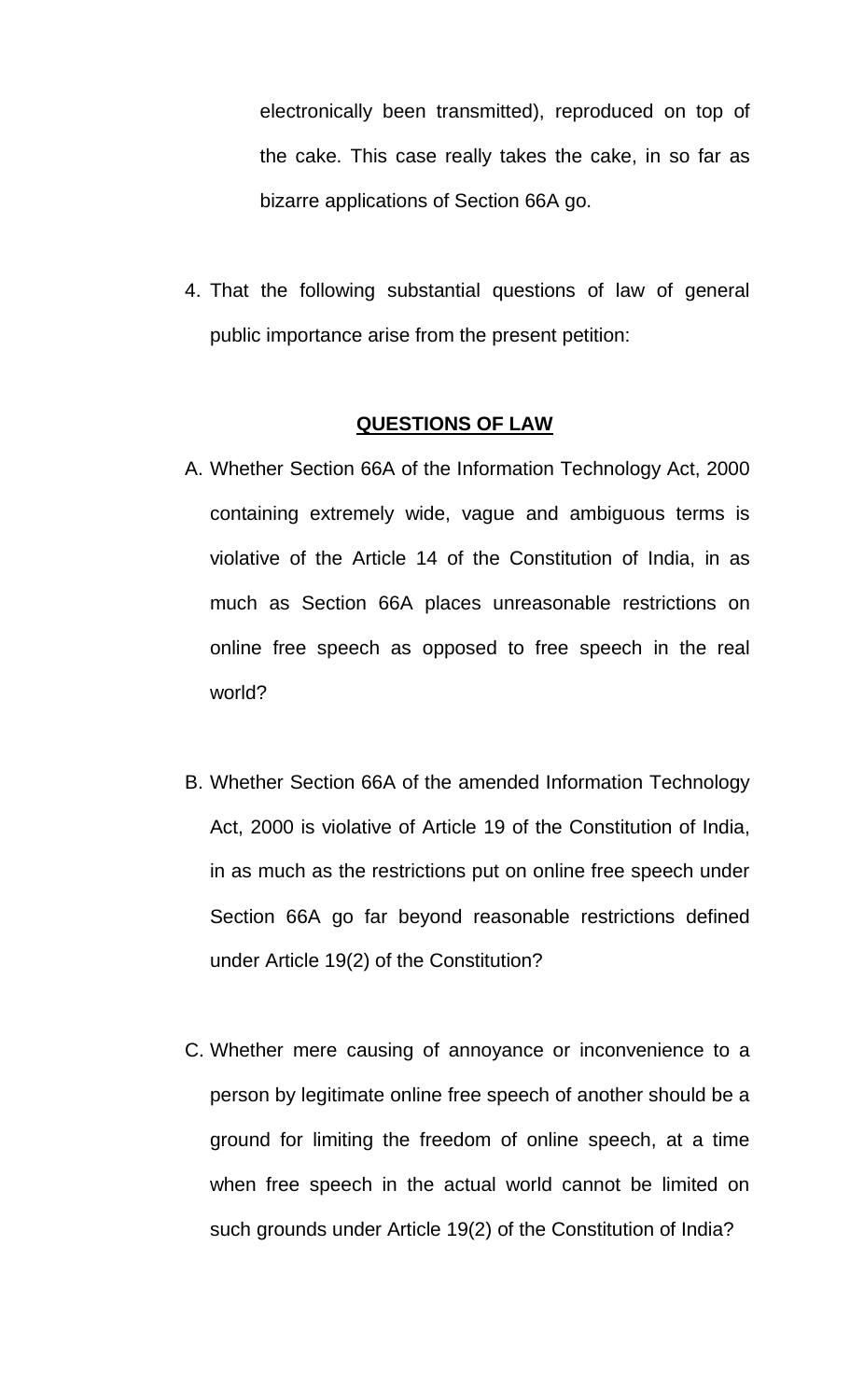electronically been transmitted), reproduced on top of the cake. This case really takes the cake, in so far as bizarre applications of Section 66A go.

4. That the following substantial questions of law of general public importance arise from the present petition:

## <u>QUESTIONS OF LAW</u>

A. Whether Section 66A of the Information Technology Act, 2000 containing extremely wide, vague and ambiguous terms is violative of the Article 14 of the Constitution of India, in as much as Section 66A places unreasonable restrictions on online free speech as opposed to free speech in the real world?

B. Whether Section 66A of the amended Information Technology Act, 2000 is violative of Article 19 of the Constitution of India, in as much as the restrictions put on online free speech under Section 66A go far beyond reasonable restrictions defined under Article 19(2) of the Constitution?

C. Whether mere causing of annoyance or inconvenience to a person by legitimate online free speech of another should be a ground for limiting the freedom of online speech, at a time when free speech in the actual world cannot be limited on such grounds under Article 19(2) of the Constitution of India?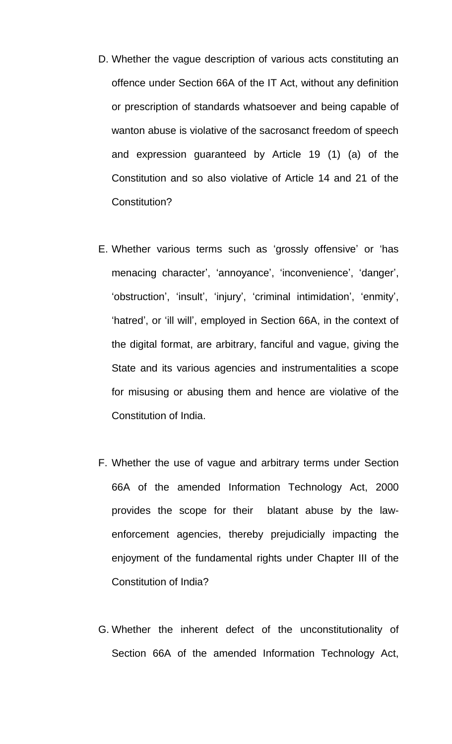D. Whether the vague description of various acts constituting an offence under Section 66A of the IT Act, without any definition or prescription of standards whatsoever and being capable of wanton abuse is violative of the sacrosanct freedom of speech and expression guaranteed by Article 19 (1) (a) of the Constitution and so also violative of Article 14 and 21 of the Constitution?

E. Whether various terms such as 'grossly offensive' or 'has menacing character', 'annoyance', 'inconvenience', 'danger', 'obstruction', 'insult', 'injury', 'criminal intimidation', 'enmity', 'hatred', or 'ill will', employed in Section 66A, in the context of the digital format, are arbitrary, fanciful and vague, giving the State and its various agencies and instrumentalities a scope for misusing or abusing them and hence are violative of the Constitution of India.

F. Whether the use of vague and arbitrary terms under Section 66A of the amended Information Technology Act, 2000 provides the scope for their blatant abuse by the law-enforcement agencies, thereby prejudicially impacting the enjoyment of the fundamental rights under Chapter III of the Constitution of India?

G. Whether the inherent defect of the unconstitutionality of Section 66A of the amended Information Technology Act,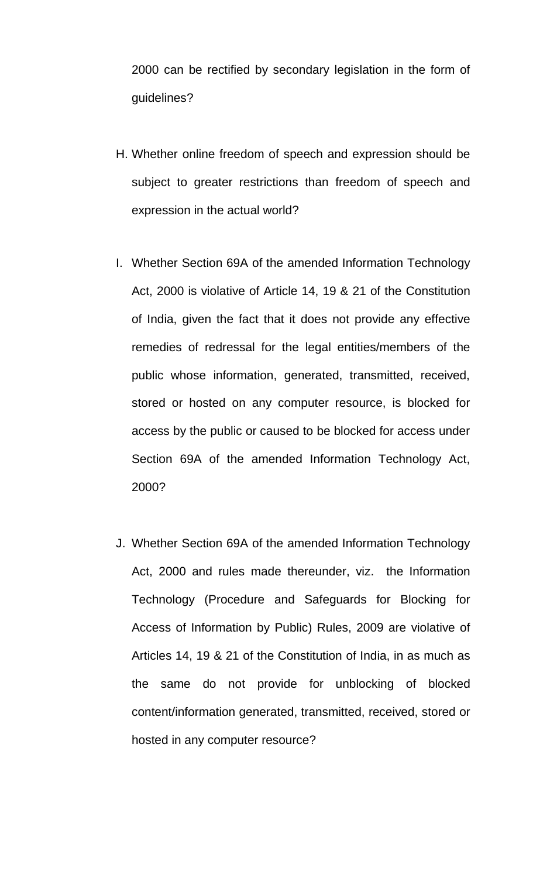2000 can be rectified by secondary legislation in the form of guidelines?

H. Whether online freedom of speech and expression should be subject to greater restrictions than freedom of speech and expression in the actual world?

I. Whether Section 69A of the amended Information Technology Act, 2000 is violative of Article 14, 19 & 21 of the Constitution of India, given the fact that it does not provide any effective remedies of redressal for the legal entities/members of the public whose information, generated, transmitted, received, stored or hosted on any computer resource, is blocked for access by the public or caused to be blocked for access under Section 69A of the amended Information Technology Act, 2000?

J. Whether Section 69A of the amended Information Technology Act, 2000 and rules made thereunder, viz. the Information Technology (Procedure and Safeguards for Blocking for Access of Information by Public) Rules, 2009 are violative of Articles 14, 19 & 21 of the Constitution of India, in as much as the same do not provide for unblocking of blocked content/information generated, transmitted, received, stored or hosted in any computer resource?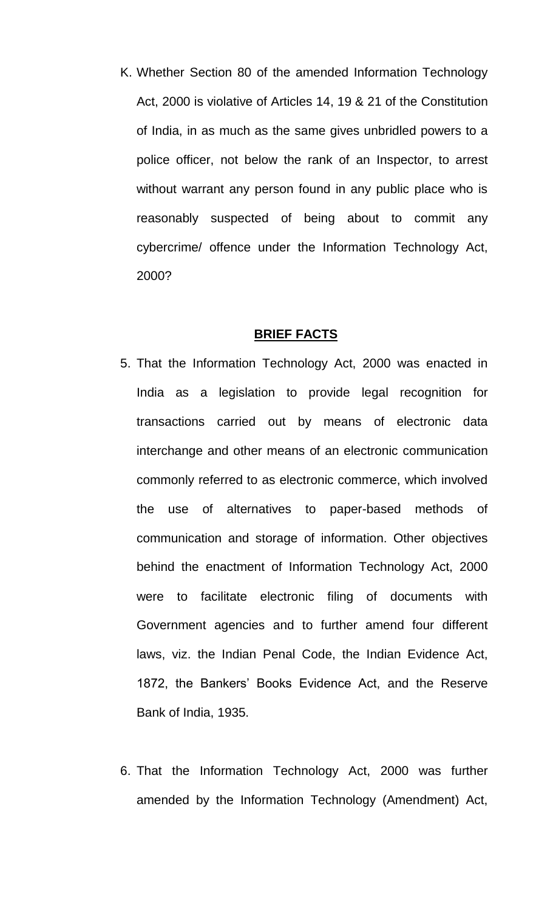K. Whether Section 80 of the amended Information Technology Act, 2000 is violative of Articles 14, 19 & 21 of the Constitution of India, in as much as the same gives unbridled powers to a police officer, not below the rank of an Inspector, to arrest without warrant any person found in any public place who is reasonably suspected of being about to commit any cybercrime/ offence under the Information Technology Act, 2000?

## BRIEF FACTS

5. That the Information Technology Act, 2000 was enacted in India as a legislation to provide legal recognition for transactions carried out by means of electronic data interchange and other means of an electronic communication commonly referred to as electronic commerce, which involved the use of alternatives to paper-based methods of communication and storage of information. Other objectives behind the enactment of Information Technology Act, 2000 were to facilitate electronic filing of documents with Government agencies and to further amend four different laws, viz. the Indian Penal Code, the Indian Evidence Act, 1872, the Bankers' Books Evidence Act, and the Reserve Bank of India, 1935.

6. That the Information Technology Act, 2000 was further amended by the Information Technology (Amendment) Act,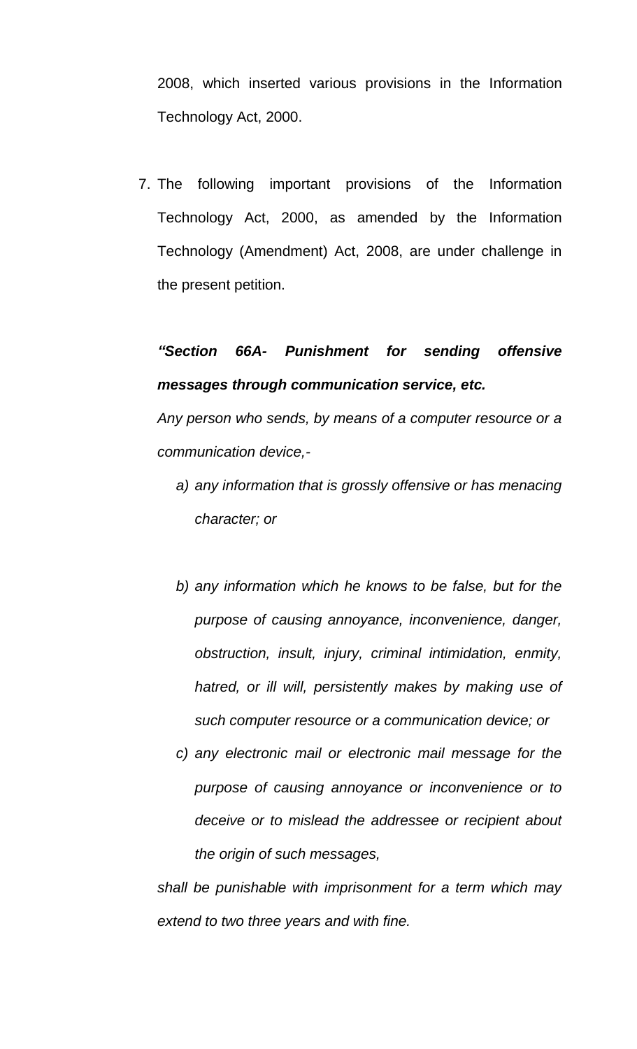2008, which inserted various provisions in the Information Technology Act, 2000.

7. The following important provisions of the Information Technology Act, 2000, as amended by the Information Technology (Amendment) Act, 2008, are under challenge in the present petition.

***"Section 66A- Punishment for sending offensive messages through communication service, etc.***

*Any person who sends, by means of a computer resource or a communication device,-*

*a) any information that is grossly offensive or has menacing character; or*

*b) any information which he knows to be false, but for the purpose of causing annoyance, inconvenience, danger, obstruction, insult, injury, criminal intimidation, enmity, hatred, or ill will, persistently makes by making use of such computer resource or a communication device; or*

*c) any electronic mail or electronic mail message for the purpose of causing annoyance or inconvenience or to deceive or to mislead the addressee or recipient about the origin of such messages,*

*shall be punishable with imprisonment for a term which may extend to two three years and with fine.*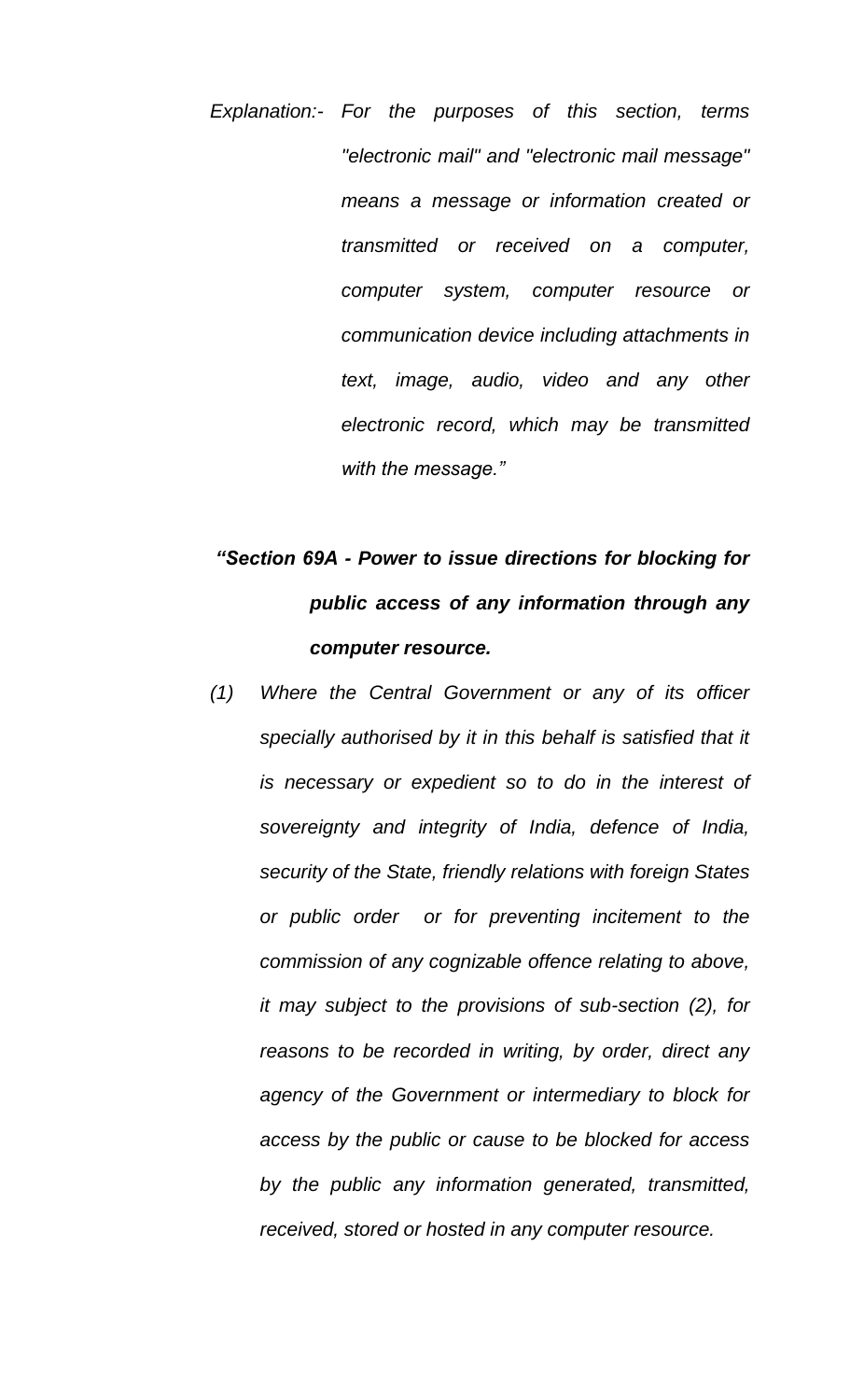*Explanation:- For the purposes of this section, terms "electronic mail" and "electronic mail message" means a message or information created or transmitted or received on a computer, computer system, computer resource or communication device including attachments in text, image, audio, video and any other electronic record, which may be transmitted with the message."*

***"Section 69A - Power to issue directions for blocking for public access of any information through any computer resource.***

*(1) Where the Central Government or any of its officer specially authorised by it in this behalf is satisfied that it is necessary or expedient so to do in the interest of sovereignty and integrity of India, defence of India, security of the State, friendly relations with foreign States or public order or for preventing incitement to the commission of any cognizable offence relating to above, it may subject to the provisions of sub-section (2), for reasons to be recorded in writing, by order, direct any agency of the Government or intermediary to block for access by the public or cause to be blocked for access by the public any information generated, transmitted, received, stored or hosted in any computer resource.*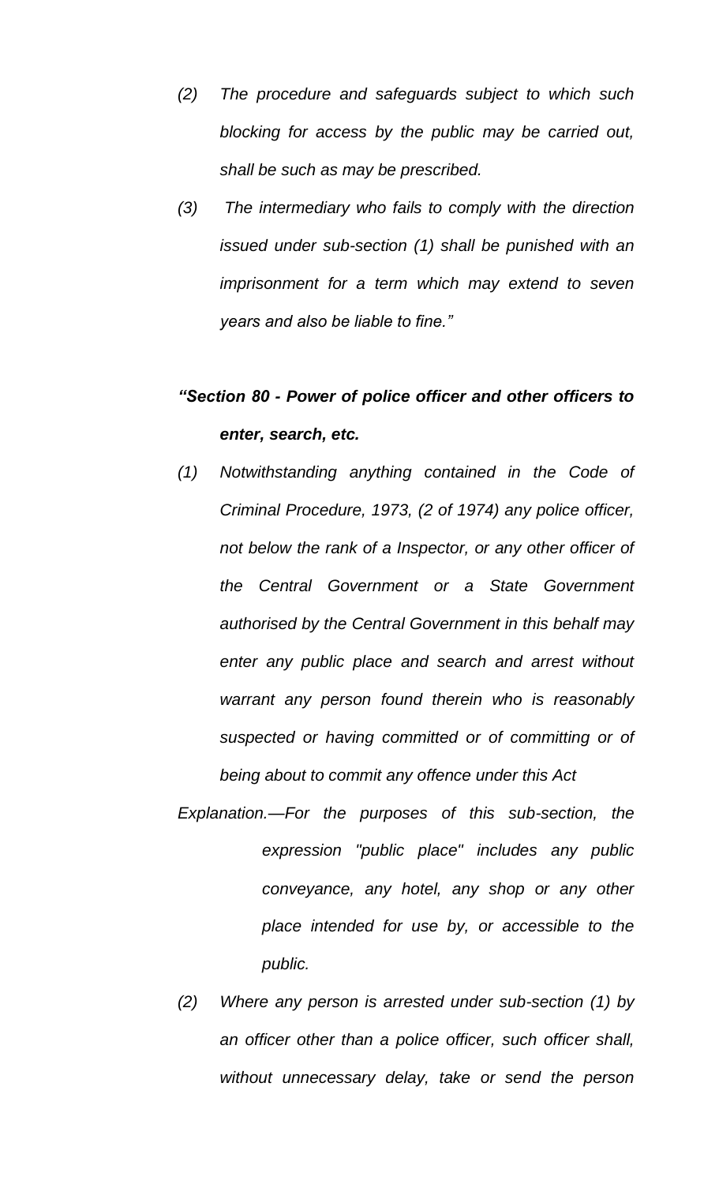*(2) The procedure and safeguards subject to which such blocking for access by the public may be carried out, shall be such as may be prescribed.*

*(3) The intermediary who fails to comply with the direction issued under sub-section (1) shall be punished with an imprisonment for a term which may extend to seven years and also be liable to fine."*

***"Section 80 - Power of police officer and other officers to enter, search, etc.***

*(1) Notwithstanding anything contained in the Code of Criminal Procedure, 1973, (2 of 1974) any police officer, not below the rank of a Inspector, or any other officer of the Central Government or a State Government authorised by the Central Government in this behalf may enter any public place and search and arrest without warrant any person found therein who is reasonably suspected or having committed or of committing or of being about to commit any offence under this Act*

*Explanation.—For the purposes of this sub-section, the expression "public place" includes any public conveyance, any hotel, any shop or any other place intended for use by, or accessible to the public.*

*(2) Where any person is arrested under sub-section (1) by an officer other than a police officer, such officer shall, without unnecessary delay, take or send the person*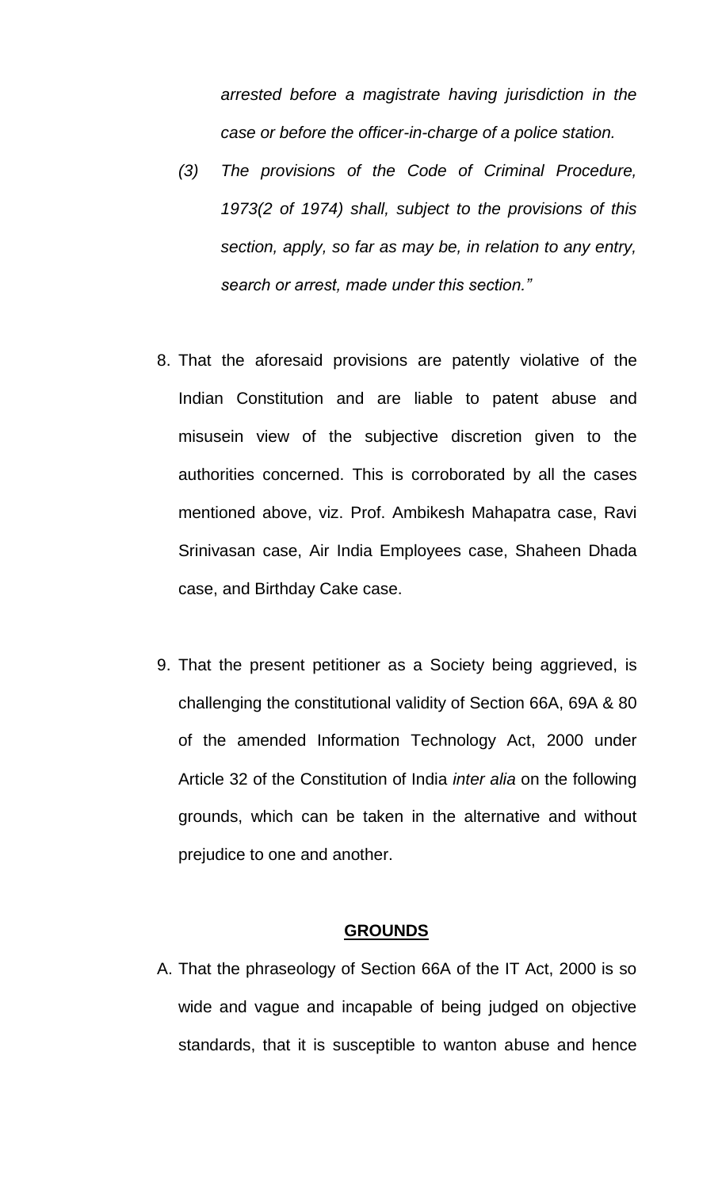*arrested before a magistrate having jurisdiction in the case or before the officer-in-charge of a police station.*

*(3) The provisions of the Code of Criminal Procedure, 1973(2 of 1974) shall, subject to the provisions of this section, apply, so far as may be, in relation to any entry, search or arrest, made under this section."*

8. That the aforesaid provisions are patently violative of the Indian Constitution and are liable to patent abuse and misusein view of the subjective discretion given to the authorities concerned. This is corroborated by all the cases mentioned above, viz. Prof. Ambikesh Mahapatra case, Ravi Srinivasan case, Air India Employees case, Shaheen Dhada case, and Birthday Cake case.

9. That the present petitioner as a Society being aggrieved, is challenging the constitutional validity of Section 66A, 69A & 80 of the amended Information Technology Act, 2000 under Article 32 of the Constitution of India *inter alia* on the following grounds, which can be taken in the alternative and without prejudice to one and another.

## **GROUNDS**

A. That the phraseology of Section 66A of the IT Act, 2000 is so wide and vague and incapable of being judged on objective standards, that it is susceptible to wanton abuse and hence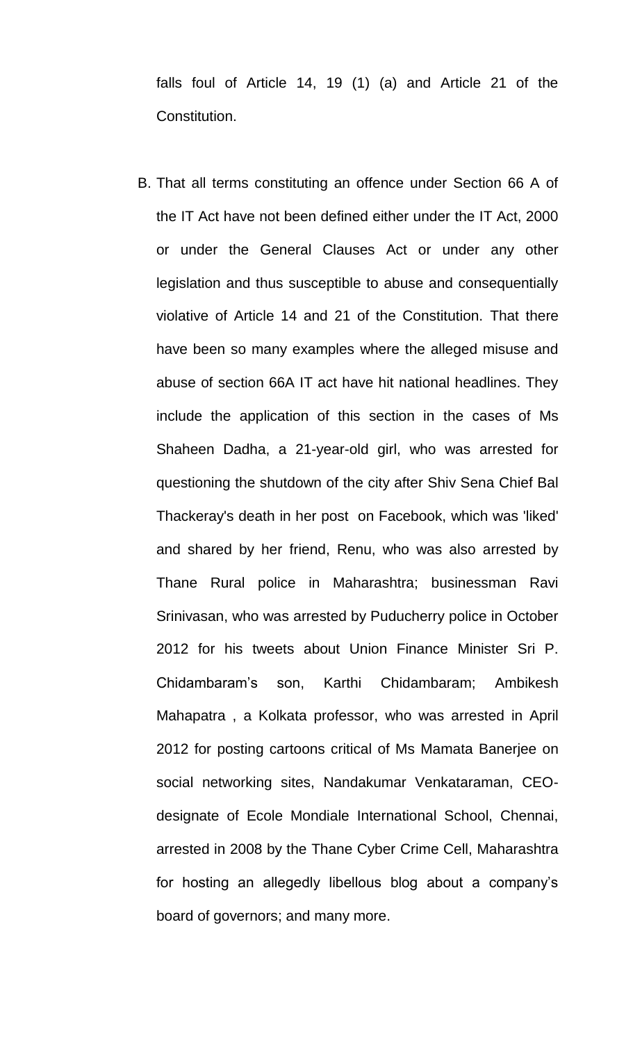falls foul of Article 14, 19 (1) (a) and Article 21 of the Constitution.

B. That all terms constituting an offence under Section 66 A of the IT Act have not been defined either under the IT Act, 2000 or under the General Clauses Act or under any other legislation and thus susceptible to abuse and consequentially violative of Article 14 and 21 of the Constitution. That there have been so many examples where the alleged misuse and abuse of section 66A IT act have hit national headlines. They include the application of this section in the cases of Ms Shaheen Dadha, a 21-year-old girl, who was arrested for questioning the shutdown of the city after Shiv Sena Chief Bal Thackeray's death in her post on Facebook, which was 'liked' and shared by her friend, Renu, who was also arrested by Thane Rural police in Maharashtra; businessman Ravi Srinivasan, who was arrested by Puducherry police in October 2012 for his tweets about Union Finance Minister Sri P. Chidambaram's son, Karthi Chidambaram; Ambikesh Mahapatra , a Kolkata professor, who was arrested in April 2012 for posting cartoons critical of Ms Mamata Banerjee on social networking sites, Nandakumar Venkataraman, CEO-designate of Ecole Mondiale International School, Chennai, arrested in 2008 by the Thane Cyber Crime Cell, Maharashtra for hosting an allegedly libellous blog about a company's board of governors; and many more.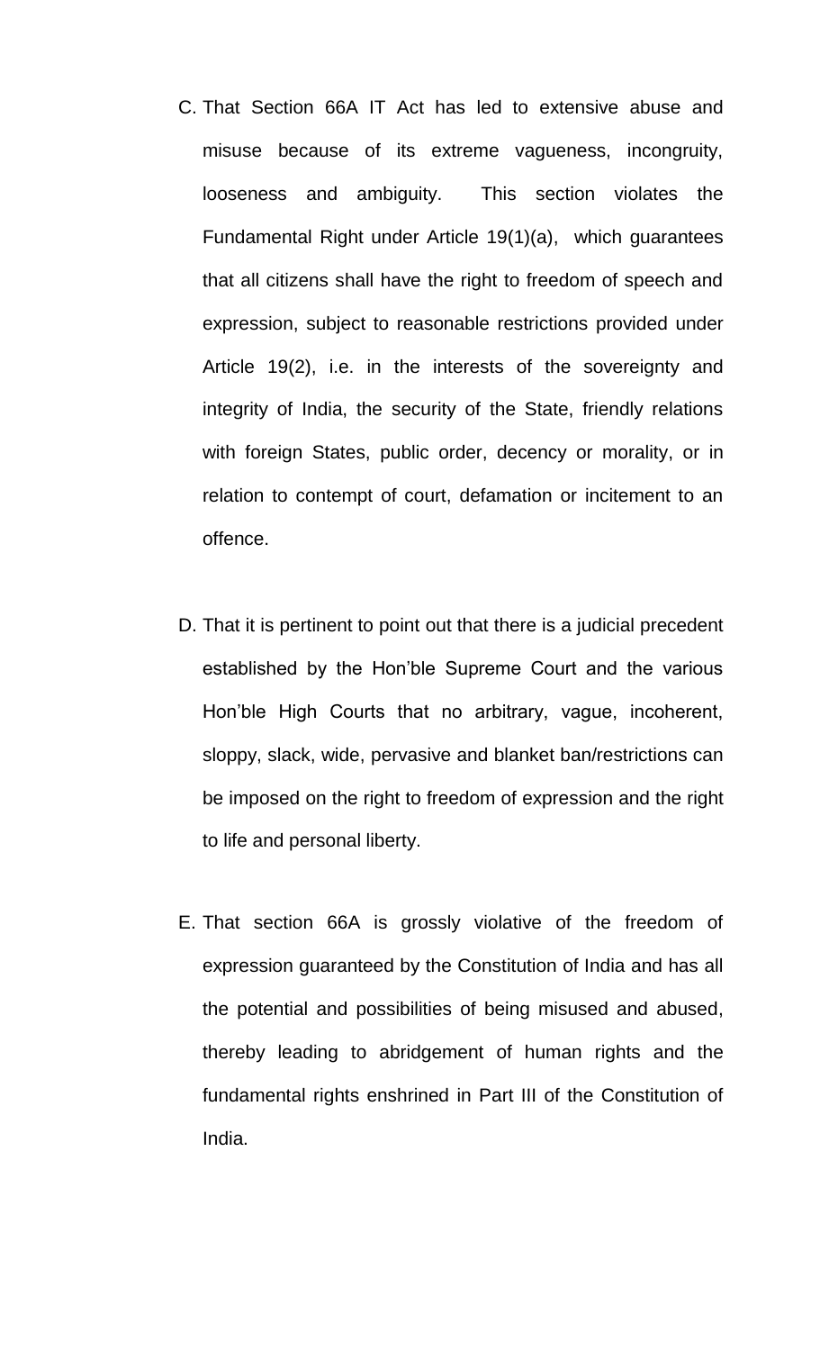C. That Section 66A IT Act has led to extensive abuse and misuse because of its extreme vagueness, incongruity, looseness and ambiguity. This section violates the Fundamental Right under Article 19(1)(a), which guarantees that all citizens shall have the right to freedom of speech and expression, subject to reasonable restrictions provided under Article 19(2), i.e. in the interests of the sovereignty and integrity of India, the security of the State, friendly relations with foreign States, public order, decency or morality, or in relation to contempt of court, defamation or incitement to an offence.

D. That it is pertinent to point out that there is a judicial precedent established by the Hon'ble Supreme Court and the various Hon'ble High Courts that no arbitrary, vague, incoherent, sloppy, slack, wide, pervasive and blanket ban/restrictions can be imposed on the right to freedom of expression and the right to life and personal liberty.

E. That section 66A is grossly violative of the freedom of expression guaranteed by the Constitution of India and has all the potential and possibilities of being misused and abused, thereby leading to abridgement of human rights and the fundamental rights enshrined in Part III of the Constitution of India.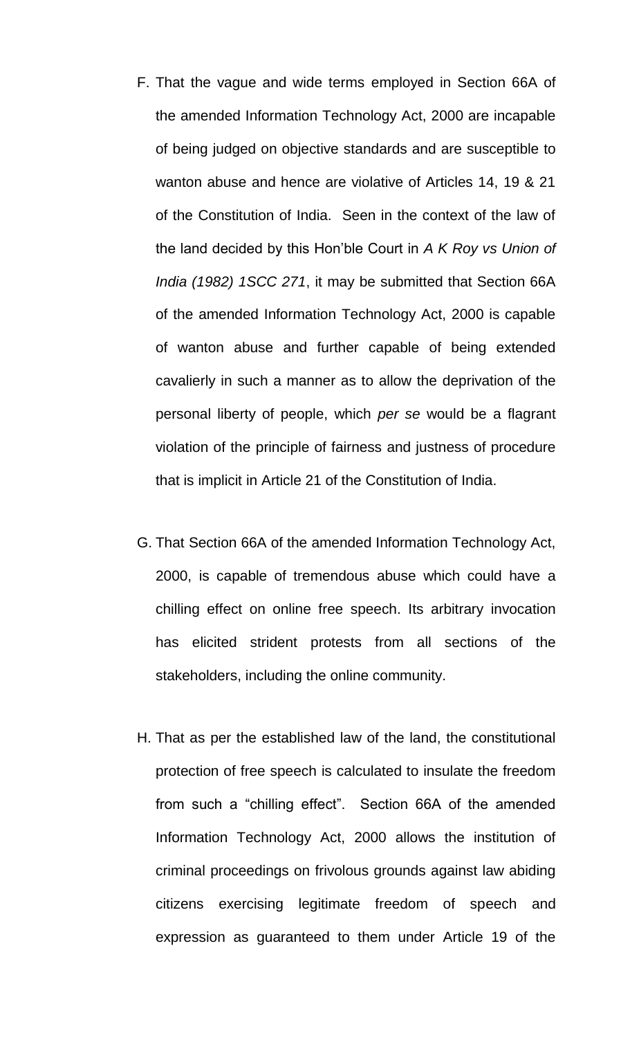F. That the vague and wide terms employed in Section 66A of the amended Information Technology Act, 2000 are incapable of being judged on objective standards and are susceptible to wanton abuse and hence are violative of Articles 14, 19 & 21 of the Constitution of India. Seen in the context of the law of the land decided by this Hon'ble Court in *A K Roy vs Union of India (1982) 1SCC 271*, it may be submitted that Section 66A of the amended Information Technology Act, 2000 is capable of wanton abuse and further capable of being extended cavalierly in such a manner as to allow the deprivation of the personal liberty of people, which *per se* would be a flagrant violation of the principle of fairness and justness of procedure that is implicit in Article 21 of the Constitution of India.

G. That Section 66A of the amended Information Technology Act, 2000, is capable of tremendous abuse which could have a chilling effect on online free speech. Its arbitrary invocation has elicited strident protests from all sections of the stakeholders, including the online community.

H. That as per the established law of the land, the constitutional protection of free speech is calculated to insulate the freedom from such a "chilling effect". Section 66A of the amended Information Technology Act, 2000 allows the institution of criminal proceedings on frivolous grounds against law abiding citizens exercising legitimate freedom of speech and expression as guaranteed to them under Article 19 of the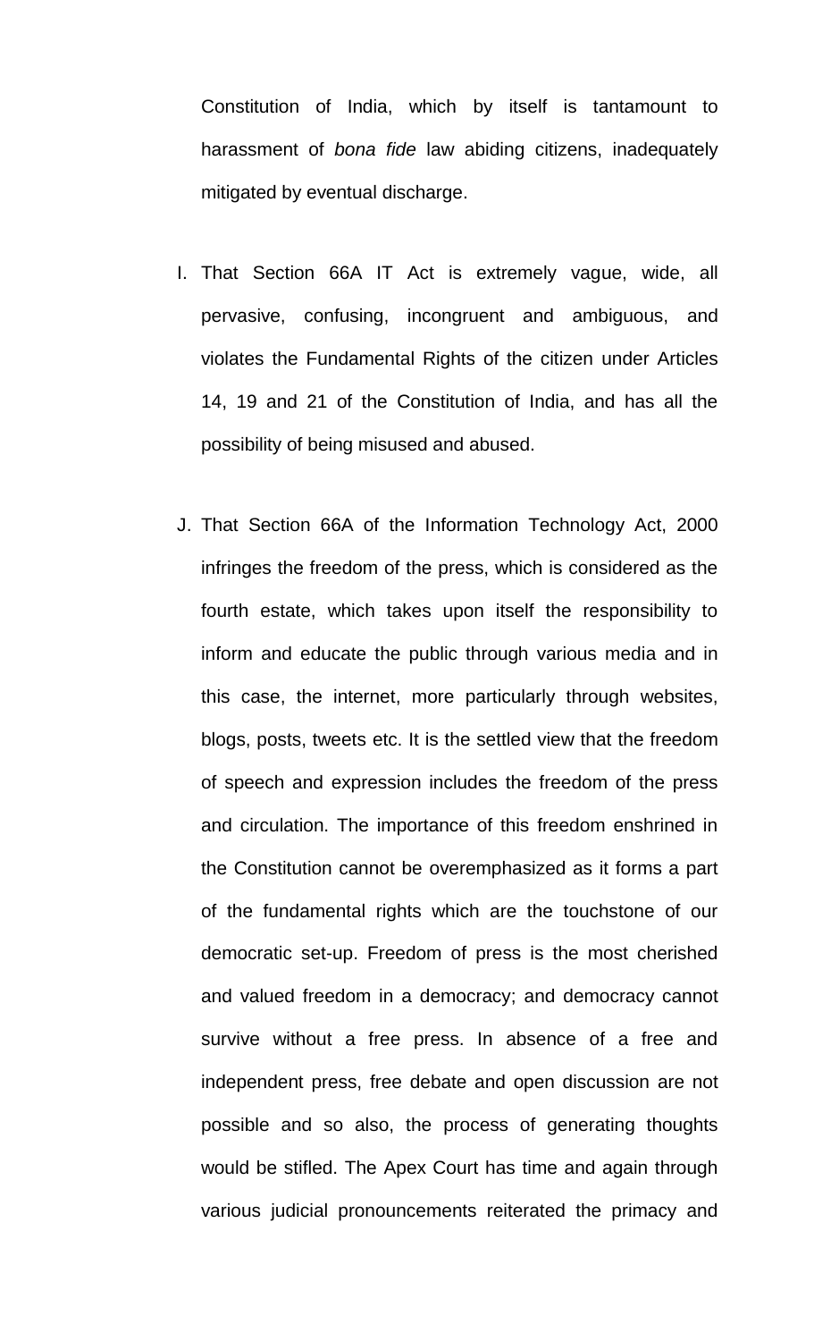Constitution of India, which by itself is tantamount to harassment of *bona fide* law abiding citizens, inadequately mitigated by eventual discharge.

I. That Section 66A IT Act is extremely vague, wide, all pervasive, confusing, incongruent and ambiguous, and violates the Fundamental Rights of the citizen under Articles 14, 19 and 21 of the Constitution of India, and has all the possibility of being misused and abused.

J. That Section 66A of the Information Technology Act, 2000 infringes the freedom of the press, which is considered as the fourth estate, which takes upon itself the responsibility to inform and educate the public through various media and in this case, the internet, more particularly through websites, blogs, posts, tweets etc. It is the settled view that the freedom of speech and expression includes the freedom of the press and circulation. The importance of this freedom enshrined in the Constitution cannot be overemphasized as it forms a part of the fundamental rights which are the touchstone of our democratic set-up. Freedom of press is the most cherished and valued freedom in a democracy; and democracy cannot survive without a free press. In absence of a free and independent press, free debate and open discussion are not possible and so also, the process of generating thoughts would be stifled. The Apex Court has time and again through various judicial pronouncements reiterated the primacy and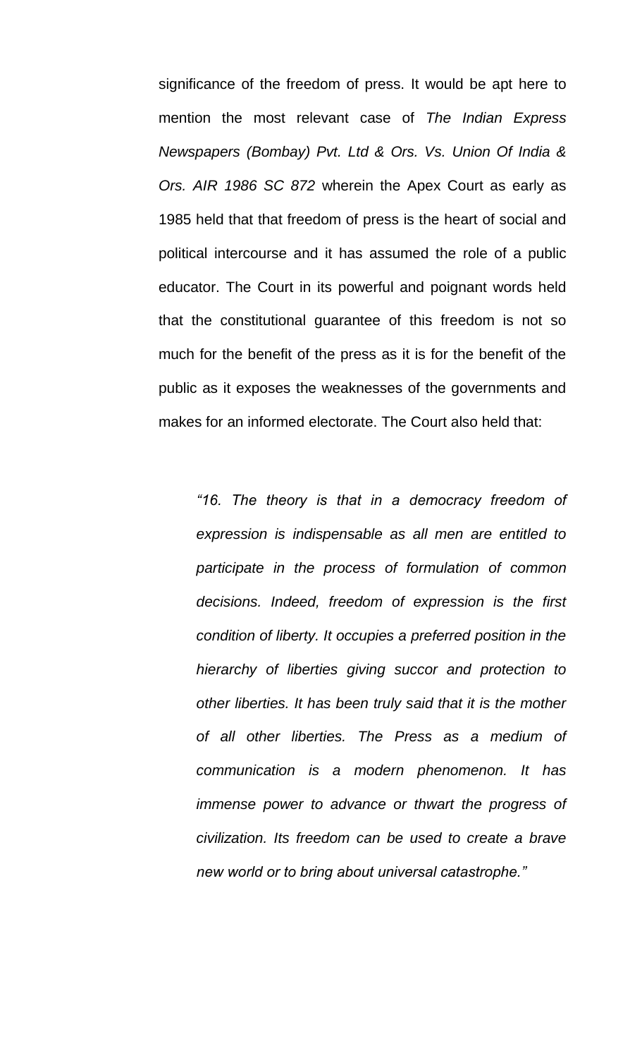significance of the freedom of press. It would be apt here to mention the most relevant case of *The Indian Express Newspapers (Bombay) Pvt. Ltd & Ors. Vs. Union Of India & Ors. AIR 1986 SC 872* wherein the Apex Court as early as 1985 held that that freedom of press is the heart of social and political intercourse and it has assumed the role of a public educator. The Court in its powerful and poignant words held that the constitutional guarantee of this freedom is not so much for the benefit of the press as it is for the benefit of the public as it exposes the weaknesses of the governments and makes for an informed electorate. The Court also held that:

> *"16. The theory is that in a democracy freedom of expression is indispensable as all men are entitled to participate in the process of formulation of common decisions. Indeed, freedom of expression is the first condition of liberty. It occupies a preferred position in the hierarchy of liberties giving succor and protection to other liberties. It has been truly said that it is the mother of all other liberties. The Press as a medium of communication is a modern phenomenon. It has immense power to advance or thwart the progress of civilization. Its freedom can be used to create a brave new world or to bring about universal catastrophe."*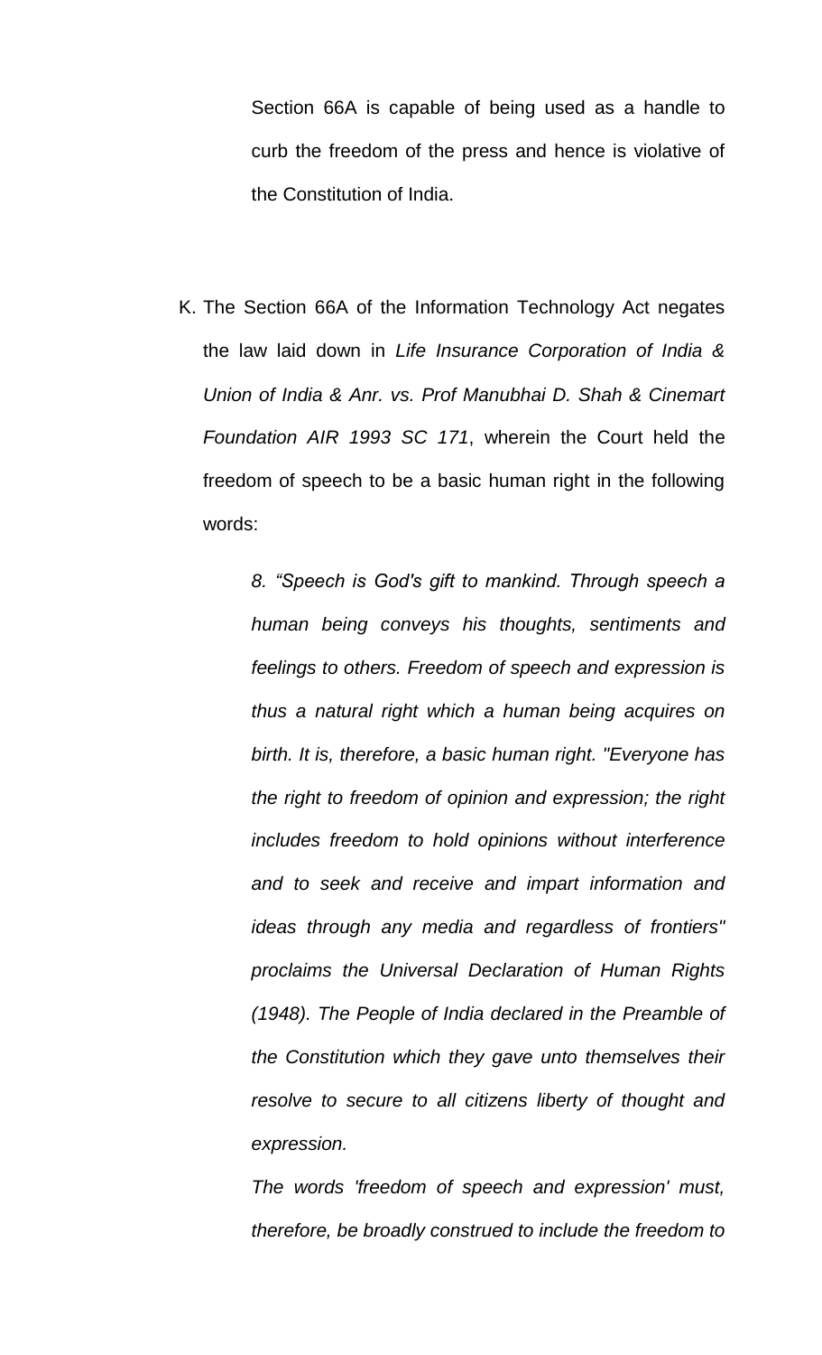Section 66A is capable of being used as a handle to curb the freedom of the press and hence is violative of the Constitution of India.

K. The Section 66A of the Information Technology Act negates the law laid down in *Life Insurance Corporation of India & Union of India & Anr. vs. Prof Manubhai D. Shah & Cinemart Foundation AIR 1993 SC 171*, wherein the Court held the freedom of speech to be a basic human right in the following words:

> *8. "Speech is God's gift to mankind. Through speech a human being conveys his thoughts, sentiments and feelings to others. Freedom of speech and expression is thus a natural right which a human being acquires on birth. It is, therefore, a basic human right. "Everyone has the right to freedom of opinion and expression; the right includes freedom to hold opinions without interference and to seek and receive and impart information and ideas through any media and regardless of frontiers" proclaims the Universal Declaration of Human Rights (1948). The People of India declared in the Preamble of the Constitution which they gave unto themselves their resolve to secure to all citizens liberty of thought and expression.*
>
> *The words 'freedom of speech and expression' must, therefore, be broadly construed to include the freedom to*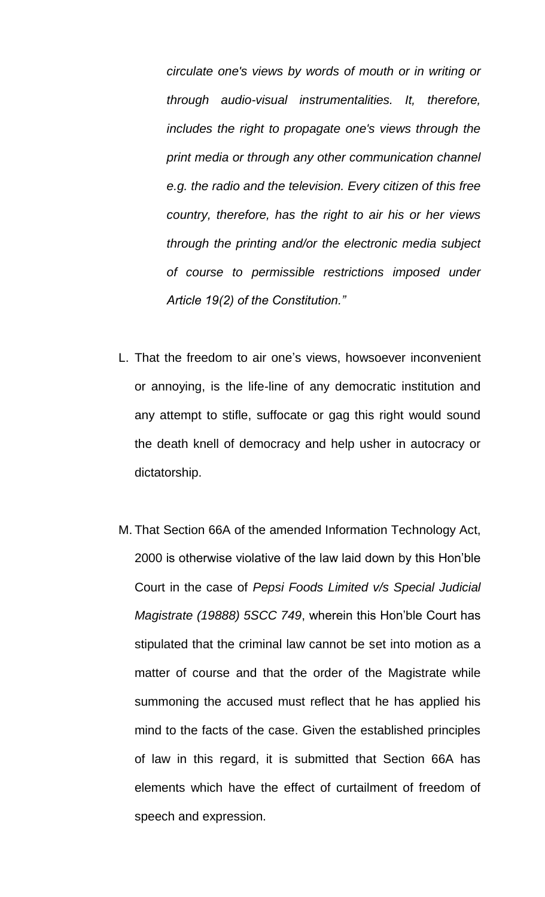*circulate one's views by words of mouth or in writing or through audio-visual instrumentalities. It, therefore, includes the right to propagate one's views through the print media or through any other communication channel e.g. the radio and the television. Every citizen of this free country, therefore, has the right to air his or her views through the printing and/or the electronic media subject of course to permissible restrictions imposed under Article 19(2) of the Constitution."*

L. That the freedom to air one's views, howsoever inconvenient or annoying, is the life-line of any democratic institution and any attempt to stifle, suffocate or gag this right would sound the death knell of democracy and help usher in autocracy or dictatorship.

M. That Section 66A of the amended Information Technology Act, 2000 is otherwise violative of the law laid down by this Hon'ble Court in the case of *Pepsi Foods Limited v/s Special Judicial Magistrate (19888) 5SCC 749*, wherein this Hon'ble Court has stipulated that the criminal law cannot be set into motion as a matter of course and that the order of the Magistrate while summoning the accused must reflect that he has applied his mind to the facts of the case. Given the established principles of law in this regard, it is submitted that Section 66A has elements which have the effect of curtailment of freedom of speech and expression.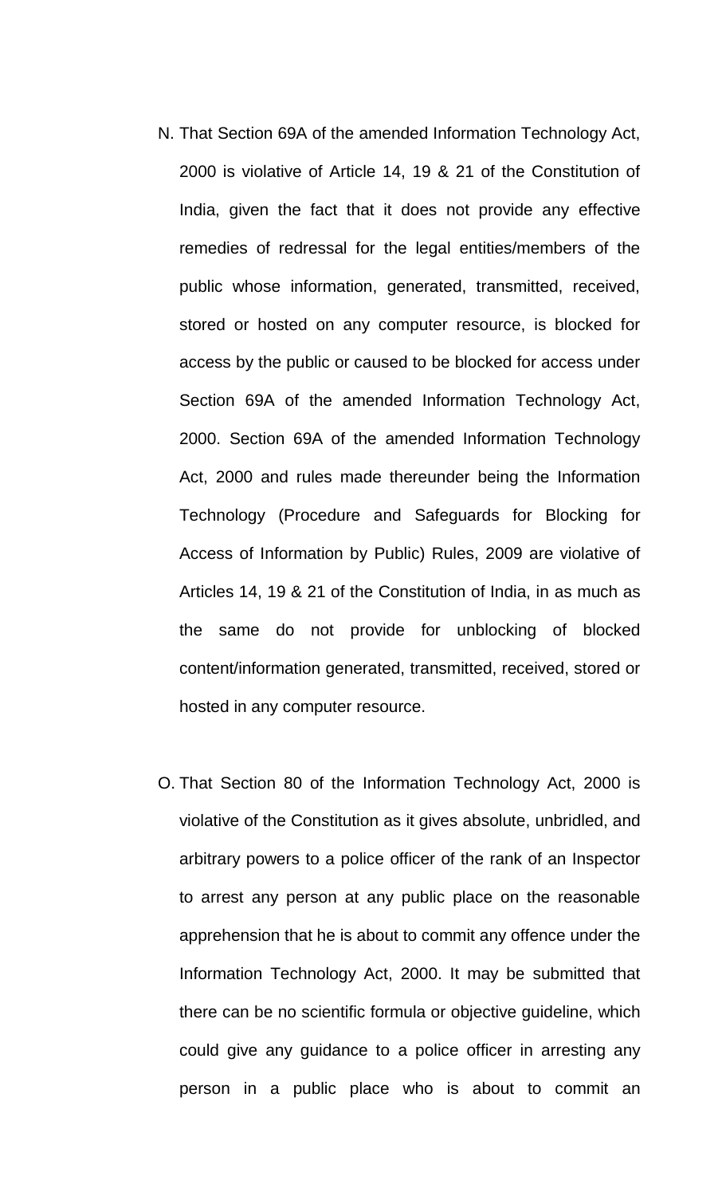N. That Section 69A of the amended Information Technology Act, 2000 is violative of Article 14, 19 & 21 of the Constitution of India, given the fact that it does not provide any effective remedies of redressal for the legal entities/members of the public whose information, generated, transmitted, received, stored or hosted on any computer resource, is blocked for access by the public or caused to be blocked for access under Section 69A of the amended Information Technology Act, 2000. Section 69A of the amended Information Technology Act, 2000 and rules made thereunder being the Information Technology (Procedure and Safeguards for Blocking for Access of Information by Public) Rules, 2009 are violative of Articles 14, 19 & 21 of the Constitution of India, in as much as the same do not provide for unblocking of blocked content/information generated, transmitted, received, stored or hosted in any computer resource.

O. That Section 80 of the Information Technology Act, 2000 is violative of the Constitution as it gives absolute, unbridled, and arbitrary powers to a police officer of the rank of an Inspector to arrest any person at any public place on the reasonable apprehension that he is about to commit any offence under the Information Technology Act, 2000. It may be submitted that there can be no scientific formula or objective guideline, which could give any guidance to a police officer in arresting any person in a public place who is about to commit an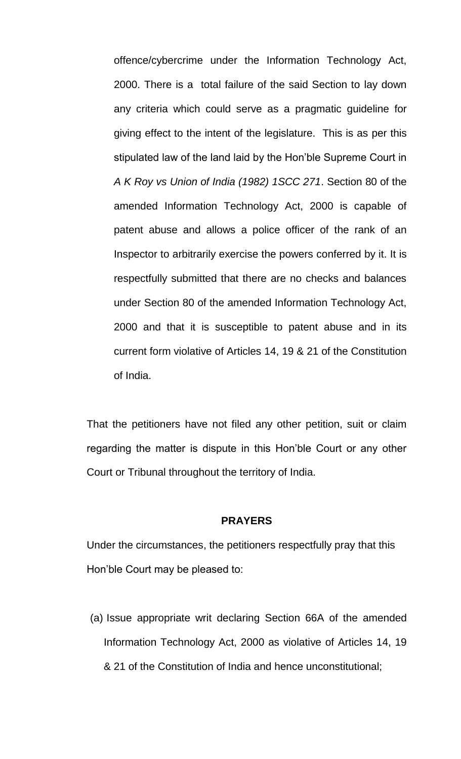offence/cybercrime under the Information Technology Act, 2000. There is a total failure of the said Section to lay down any criteria which could serve as a pragmatic guideline for giving effect to the intent of the legislature. This is as per this stipulated law of the land laid by the Hon'ble Supreme Court in *A K Roy vs Union of India (1982) 1SCC 271*. Section 80 of the amended Information Technology Act, 2000 is capable of patent abuse and allows a police officer of the rank of an Inspector to arbitrarily exercise the powers conferred by it. It is respectfully submitted that there are no checks and balances under Section 80 of the amended Information Technology Act, 2000 and that it is susceptible to patent abuse and in its current form violative of Articles 14, 19 & 21 of the Constitution of India.

That the petitioners have not filed any other petition, suit or claim regarding the matter is dispute in this Hon'ble Court or any other Court or Tribunal throughout the territory of India.

**PRAYERS**

Under the circumstances, the petitioners respectfully pray that this Hon'ble Court may be pleased to:

(a) Issue appropriate writ declaring Section 66A of the amended Information Technology Act, 2000 as violative of Articles 14, 19 & 21 of the Constitution of India and hence unconstitutional;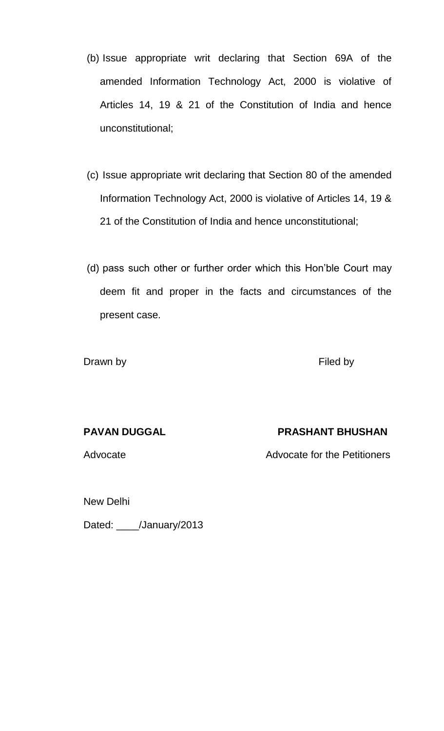(b) Issue appropriate writ declaring that Section 69A of the amended Information Technology Act, 2000 is violative of Articles 14, 19 & 21 of the Constitution of India and hence unconstitutional;

(c) Issue appropriate writ declaring that Section 80 of the amended Information Technology Act, 2000 is violative of Articles 14, 19 & 21 of the Constitution of India and hence unconstitutional;

(d) pass such other or further order which this Hon'ble Court may deem fit and proper in the facts and circumstances of the present case.

Drawn by                                                            Filed by

**PAVAN DUGGAL**                                              **PRASHANT BHUSHAN**

Advocate                                                      Advocate for the Petitioners

New Delhi

Dated: ____/January/2013